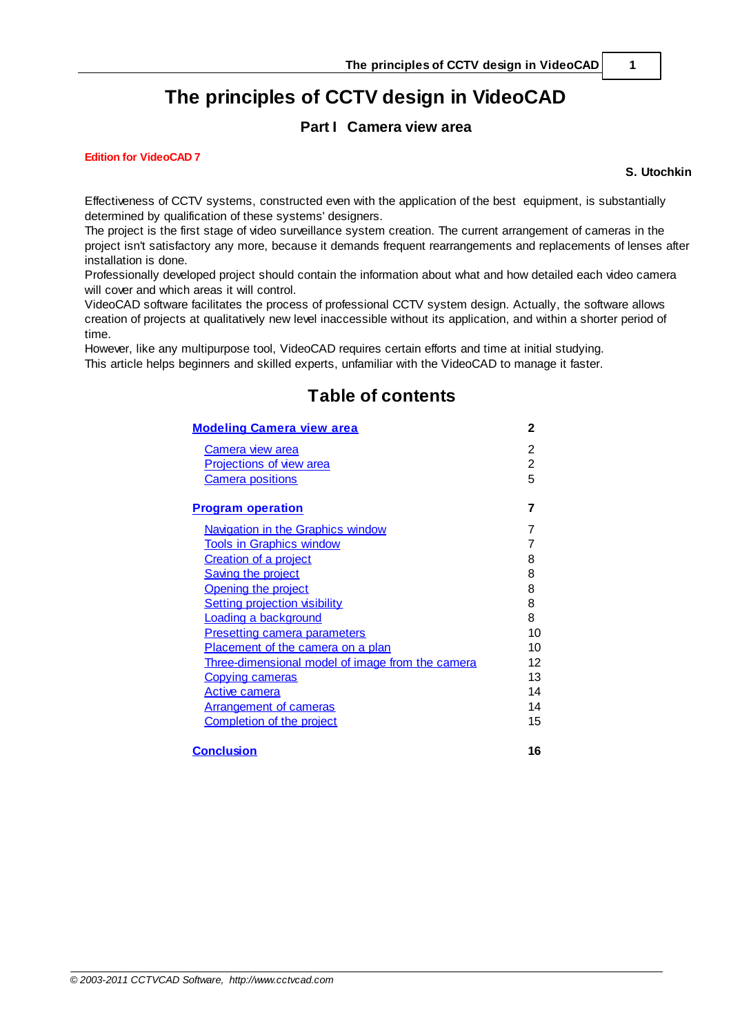# The principles of CCTV design in VideoCAD

## Part I Camera view area

**Edition for VideoCAD 7**

**S. Utochkin**

Effectiveness of CCTV systems, constructed even with the application of the best equipment, is substantially determined by qualification of these systems' designers.
The project is the first stage of video surveillance system creation. The current arrangement of cameras in the project isn't satisfactory any more, because it demands frequent rearrangements and replacements of lenses after installation is done.
Professionally developed project should contain the information about what and how detailed each video camera will cover and which areas it will control.
VideoCAD software facilitates the process of professional CCTV system design. Actually, the software allows creation of projects at qualitatively new level inaccessible without its application, and within a shorter period of time.
However, like any multipurpose tool, VideoCAD requires certain efforts and time at initial studying.
This article helps beginners and skilled experts, unfamiliar with the VideoCAD to manage it faster.

## Table of contents

| | |
|---|---|
| **Modeling Camera view area** | **2** |
| Camera view area | 2 |
| Projections of view area | 2 |
| Camera positions | 5 |
| **Program operation** | **7** |
| Navigation in the Graphics window | 7 |
| Tools in Graphics window | 7 |
| Creation of a project | 8 |
| Saving the project | 8 |
| Opening the project | 8 |
| Setting projection visibility | 8 |
| Loading a background | 8 |
| Presetting camera parameters | 10 |
| Placement of the camera on a plan | 10 |
| Three-dimensional model of image from the camera | 12 |
| Copying cameras | 13 |
| Active camera | 14 |
| Arrangement of cameras | 14 |
| Completion of the project | 15 |
| **Conclusion** | **16** |

© 2003-2011 CCTVCAD Software, http://www.cctvcad.com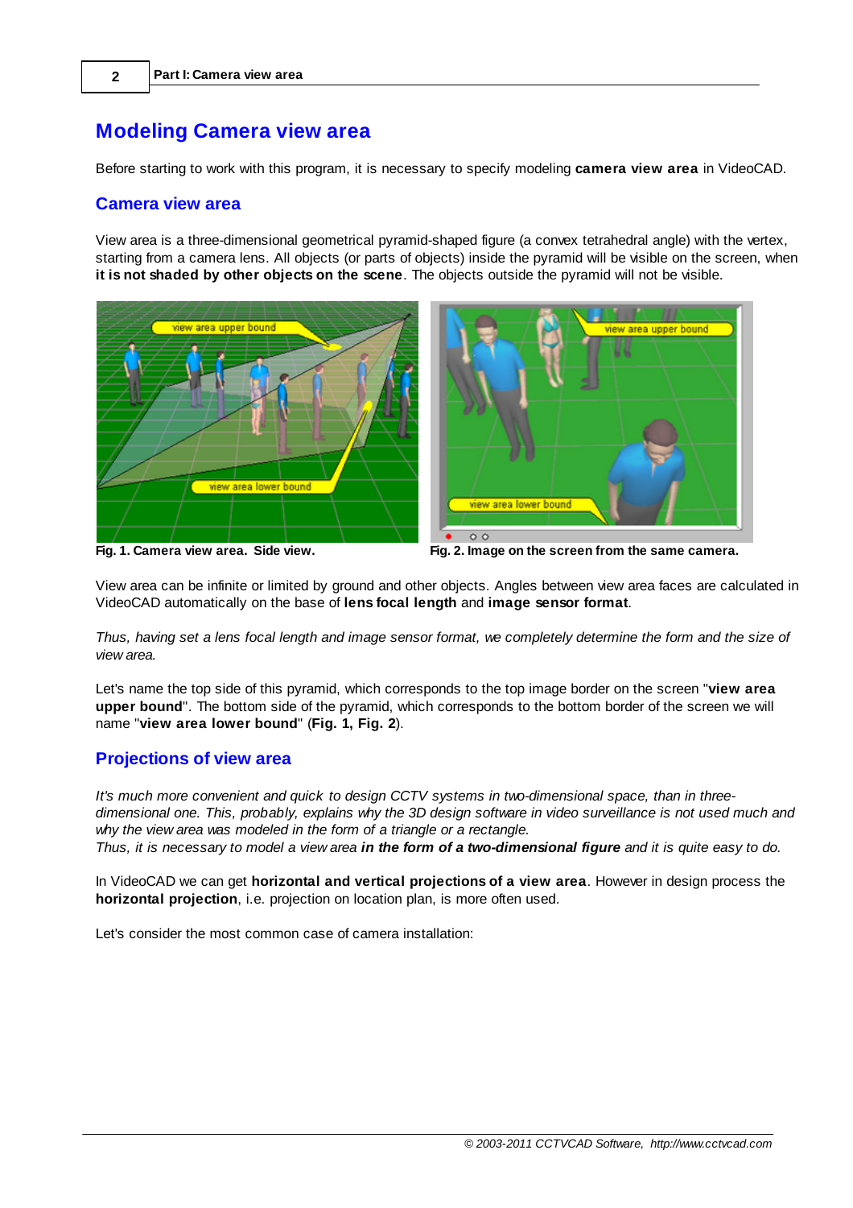# Modeling Camera view area

Before starting to work with this program, it is necessary to specify modeling **camera view area** in VideoCAD.

## Camera view area

View area is a three-dimensional geometrical pyramid-shaped figure (a convex tetrahedral angle) with the vertex, starting from a camera lens. All objects (or parts of objects) inside the pyramid will be visible on the screen, when **it is not shaded by other objects on the scene**. The objects outside the pyramid will not be visible.

**Fig. 1. Camera view area. Side view.**

**Fig. 2. Image on the screen from the same camera.**

View area can be infinite or limited by ground and other objects. Angles between view area faces are calculated in VideoCAD automatically on the base of **lens focal length** and **image sensor format**.

*Thus, having set a lens focal length and image sensor format, we completely determine the form and the size of view area.*

Let's name the top side of this pyramid, which corresponds to the top image border on the screen "**view area upper bound**". The bottom side of the pyramid, which corresponds to the bottom border of the screen we will name "**view area lower bound**" (**Fig. 1, Fig. 2**).

## Projections of view area

*It's much more convenient and quick to design CCTV systems in two-dimensional space, than in three-dimensional one. This, probably, explains why the 3D design software in video surveillance is not used much and why the view area was modeled in the form of a triangle or a rectangle.*
*Thus, it is necessary to model a view area **in the form of a two-dimensional figure** and it is quite easy to do.*

In VideoCAD we can get **horizontal and vertical projections of a view area**. However in design process the **horizontal projection**, i.e. projection on location plan, is more often used.

Let's consider the most common case of camera installation: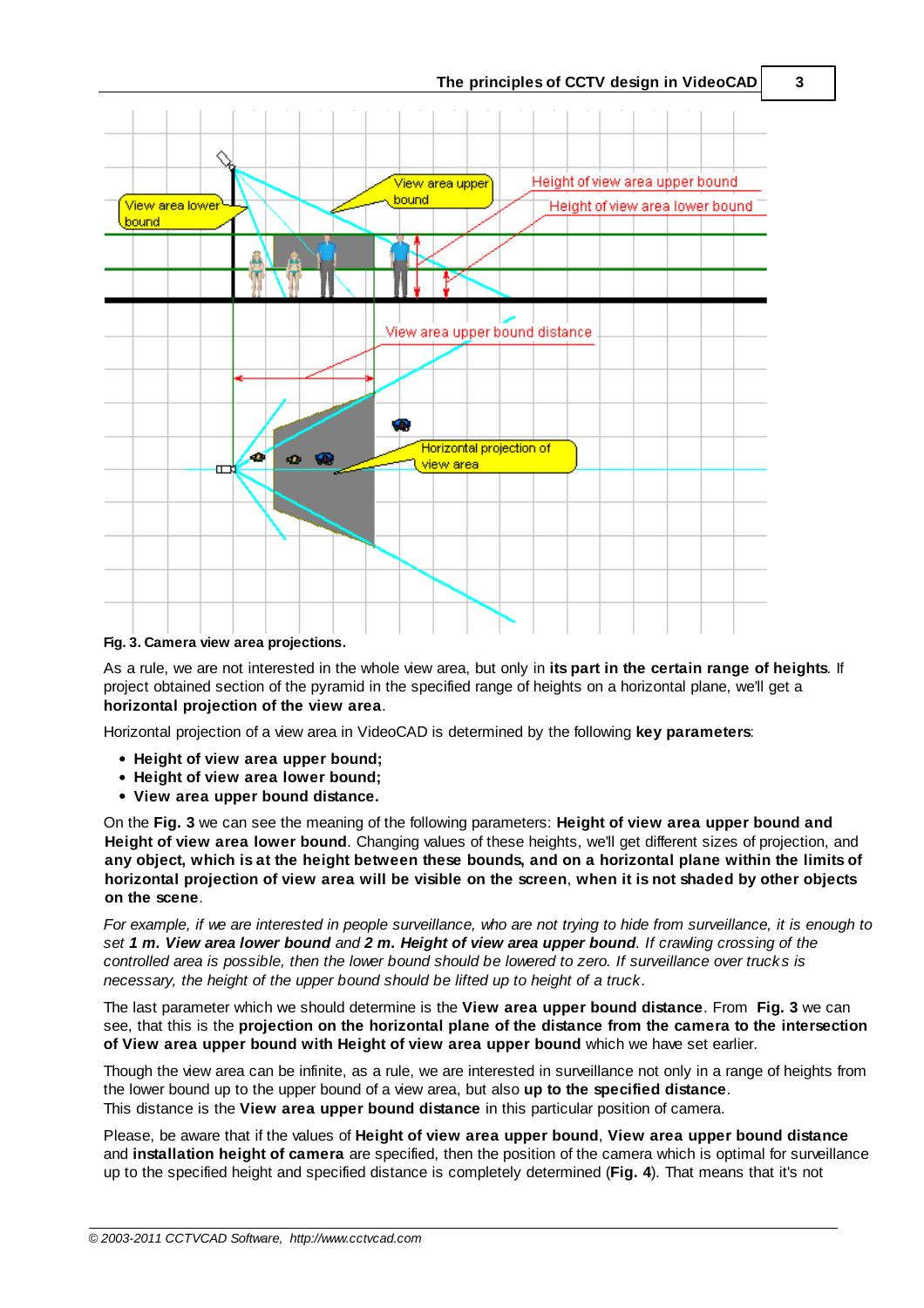**Fig. 3. Camera view area projections.**

As a rule, we are not interested in the whole view area, but only in **its part in the certain range of heights**. If project obtained section of the pyramid in the specified range of heights on a horizontal plane, we'll get a **horizontal projection of the view area**.

Horizontal projection of a view area in VideoCAD is determined by the following **key parameters**:

- **Height of view area upper bound;**
- **Height of view area lower bound;**
- **View area upper bound distance.**

On the **Fig. 3** we can see the meaning of the following parameters: **Height of view area upper bound and Height of view area lower bound**. Changing values of these heights, we'll get different sizes of projection, and **any object, which is at the height between these bounds, and on a horizontal plane within the limits of horizontal projection of view area will be visible on the screen**, **when it is not shaded by other objects on the scene**.

*For example, if we are interested in people surveillance, who are not trying to hide from surveillance, it is enough to set **1 m. View area lower bound** and **2 m. Height of view area upper bound**. If crawling crossing of the controlled area is possible, then the lower bound should be lowered to zero. If surveillance over trucks is necessary, the height of the upper bound should be lifted up to height of a truck.*

The last parameter which we should determine is the **View area upper bound distance**. From **Fig. 3** we can see, that this is the **projection on the horizontal plane of the distance from the camera to the intersection of View area upper bound with Height of view area upper bound** which we have set earlier.

Though the view area can be infinite, as a rule, we are interested in surveillance not only in a range of heights from the lower bound up to the upper bound of a view area, but also **up to the specified distance**.
This distance is the **View area upper bound distance** in this particular position of camera.

Please, be aware that if the values of **Height of view area upper bound**, **View area upper bound distance** and **installation height of camera** are specified, then the position of the camera which is optimal for surveillance up to the specified height and specified distance is completely determined (**Fig. 4**). That means that it's not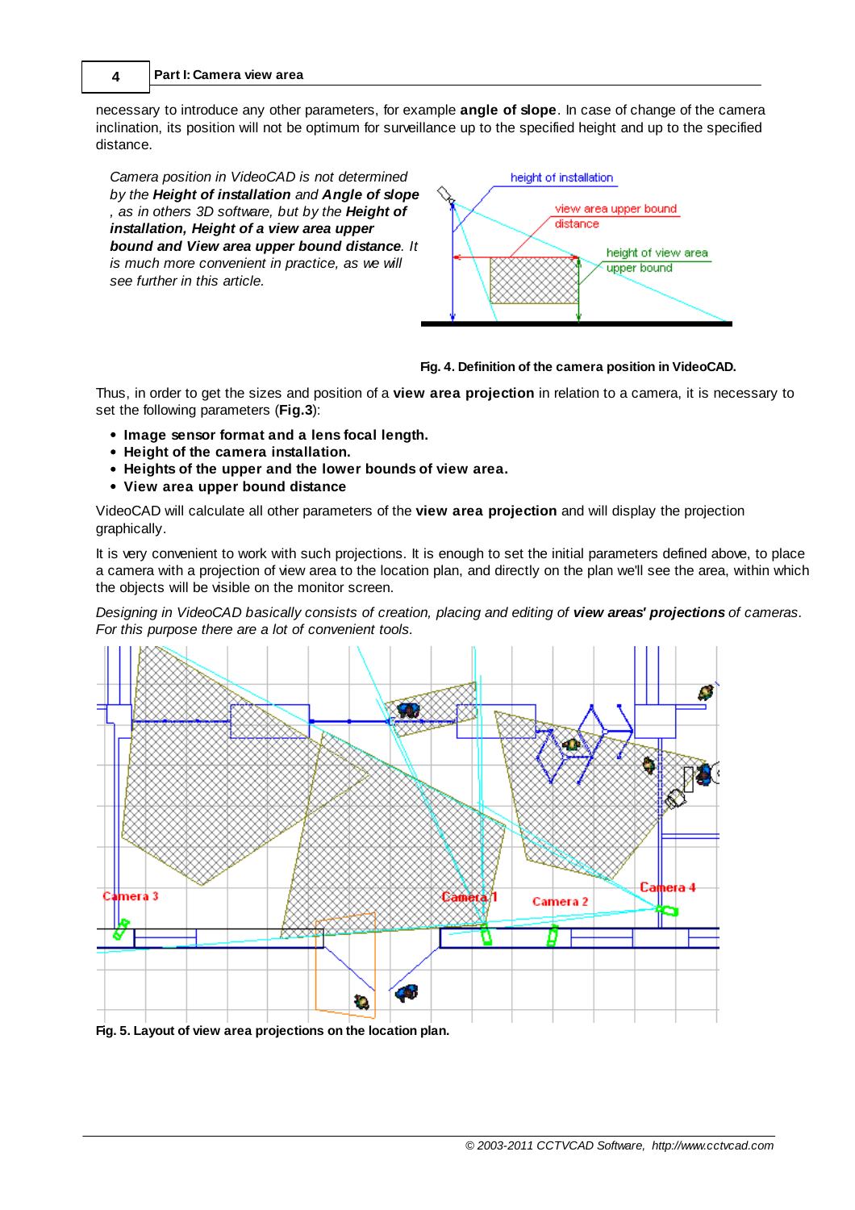necessary to introduce any other parameters, for example **angle of slope**. In case of change of the camera inclination, its position will not be optimum for surveillance up to the specified height and up to the specified distance.

*Camera position in VideoCAD is not determined by the **Height of installation** and **Angle of slope**, as in others 3D software, but by the **Height of installation, Height of a view area upper bound and View area upper bound distance**. It is much more convenient in practice, as we will see further in this article.*

**Fig. 4. Definition of the camera position in VideoCAD.**

Thus, in order to get the sizes and position of a **view area projection** in relation to a camera, it is necessary to set the following parameters (**Fig.3**):

- **Image sensor format and a lens focal length.**
- **Height of the camera installation.**
- **Heights of the upper and the lower bounds of view area.**
- **View area upper bound distance**

VideoCAD will calculate all other parameters of the **view area projection** and will display the projection graphically.

It is very convenient to work with such projections. It is enough to set the initial parameters defined above, to place a camera with a projection of view area to the location plan, and directly on the plan we'll see the area, within which the objects will be visible on the monitor screen.

*Designing in VideoCAD basically consists of creation, placing and editing of **view areas' projections** of cameras. For this purpose there are a lot of convenient tools.*

**Fig. 5. Layout of view area projections on the location plan.**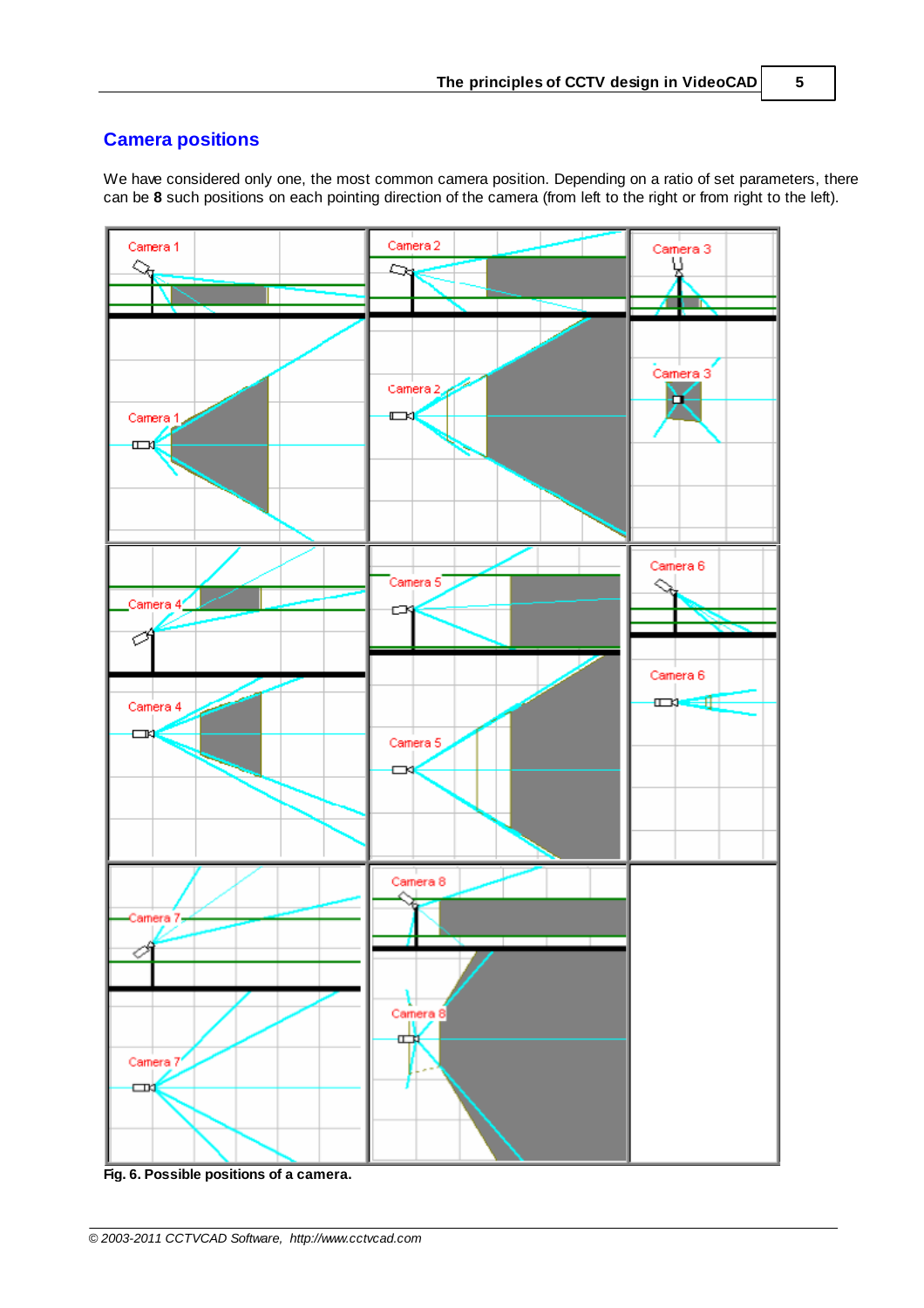## Camera positions

We have considered only one, the most common camera position. Depending on a ratio of set parameters, there can be **8** such positions on each pointing direction of the camera (from left to the right or from right to the left).

**Fig. 6. Possible positions of a camera.**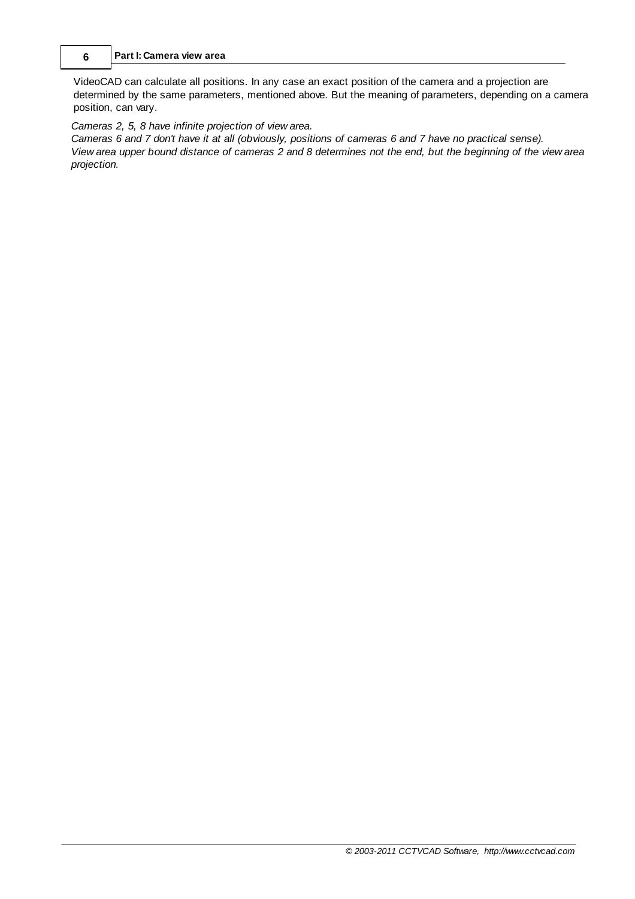VideoCAD can calculate all positions. In any case an exact position of the camera and a projection are determined by the same parameters, mentioned above. But the meaning of parameters, depending on a camera position, can vary.

*Cameras 2, 5, 8 have infinite projection of view area.*
*Cameras 6 and 7 don't have it at all (obviously, positions of cameras 6 and 7 have no practical sense).*
*View area upper bound distance of cameras 2 and 8 determines not the end, but the beginning of the view area projection.*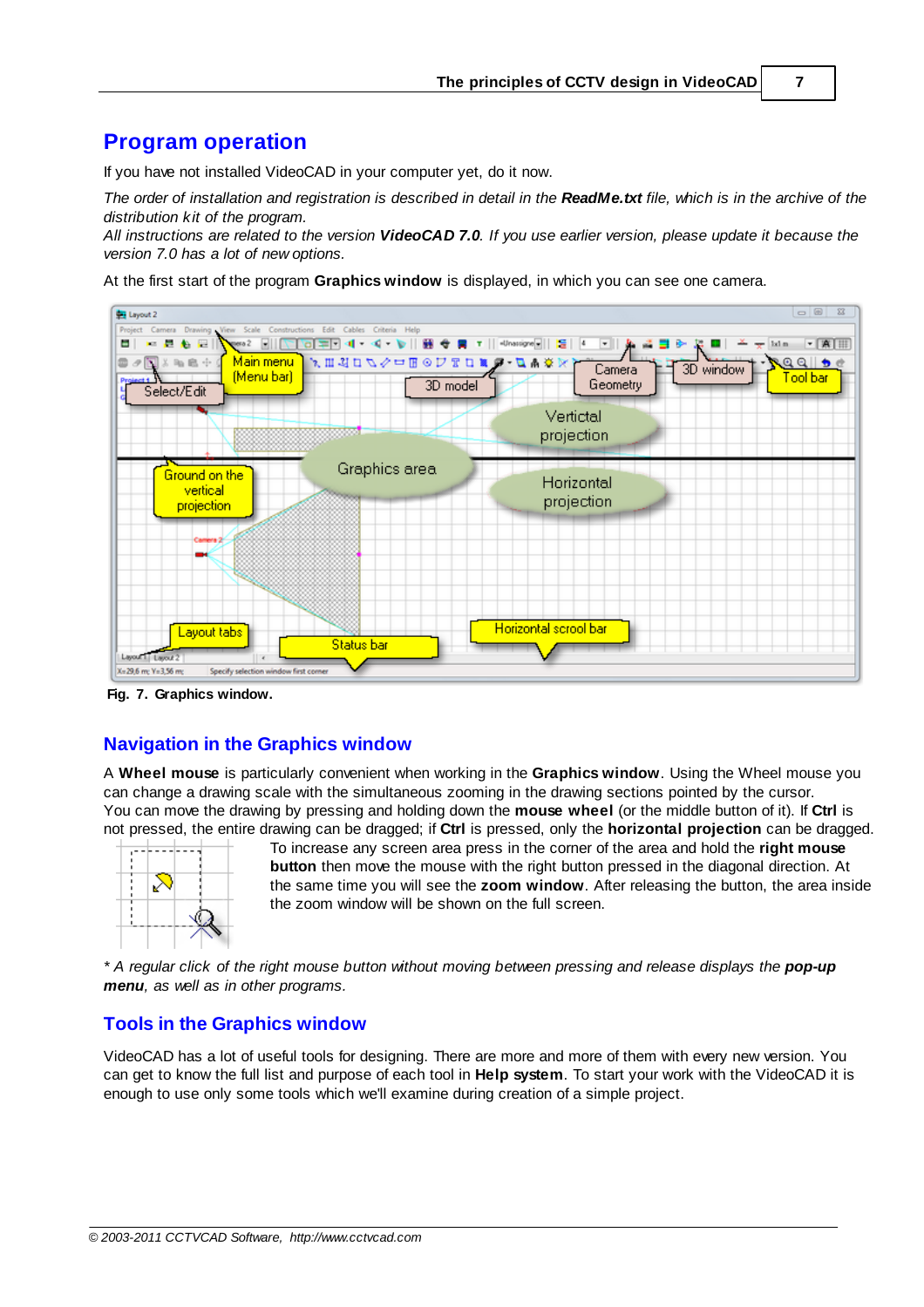# Program operation

If you have not installed VideoCAD in your computer yet, do it now.

*The order of installation and registration is described in detail in the **ReadMe.txt** file, which is in the archive of the distribution kit of the program.*
*All instructions are related to the version **VideoCAD 7.0**. If you use earlier version, please update it because the version 7.0 has a lot of new options.*

At the first start of the program **Graphics window** is displayed, in which you can see one camera.

**Fig. 7. Graphics window.**

## Navigation in the Graphics window

A **Wheel mouse** is particularly convenient when working in the **Graphics window**. Using the Wheel mouse you can change a drawing scale with the simultaneous zooming in the drawing sections pointed by the cursor.
You can move the drawing by pressing and holding down the **mouse wheel** (or the middle button of it). If **Ctrl** is not pressed, the entire drawing can be dragged; if **Ctrl** is pressed, only the **horizontal projection** can be dragged.

To increase any screen area press in the corner of the area and hold the **right mouse button** then move the mouse with the right button pressed in the diagonal direction. At the same time you will see the **zoom window**. After releasing the button, the area inside the zoom window will be shown on the full screen.

** A regular click of the right mouse button without moving between pressing and release displays the **pop-up menu**, as well as in other programs.*

## Tools in the Graphics window

VideoCAD has a lot of useful tools for designing. There are more and more of them with every new version. You can get to know the full list and purpose of each tool in **Help system**. To start your work with the VideoCAD it is enough to use only some tools which we'll examine during creation of a simple project.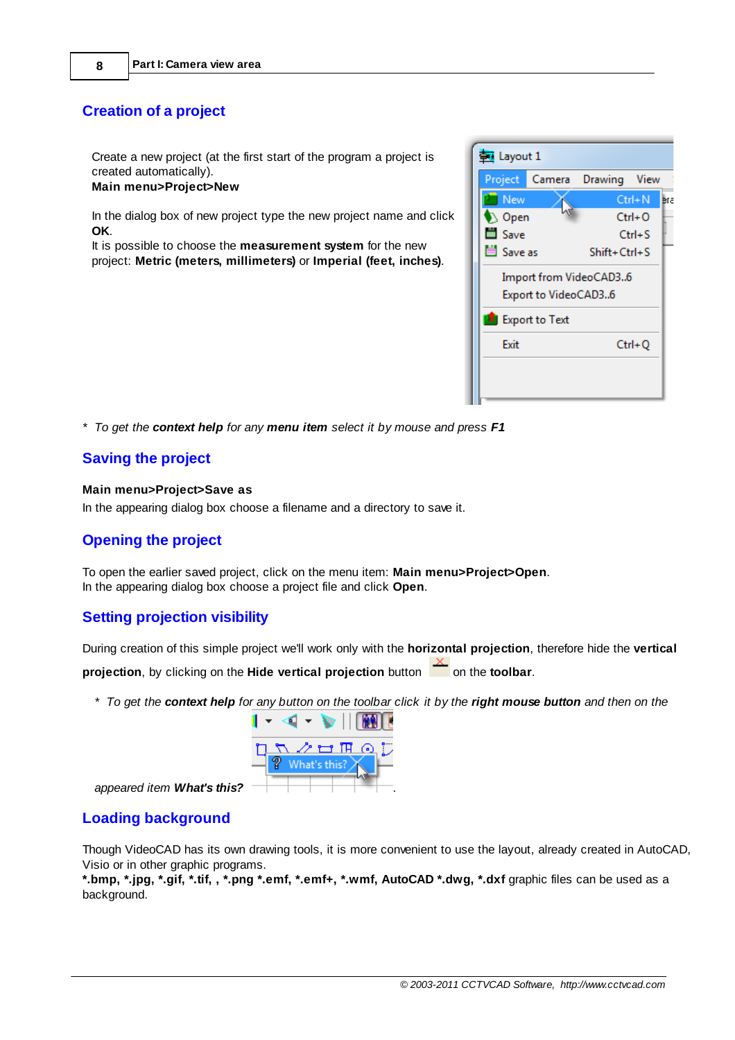## Creation of a project

Create a new project (at the first start of the program a project is created automatically).
**Main menu>Project>New**

In the dialog box of new project type the new project name and click **OK**.
It is possible to choose the **measurement system** for the new project: **Metric (meters, millimeters)** or **Imperial (feet, inches)**.

\* *To get the **context help** for any **menu item** select it by mouse and press **F1***

## Saving the project

**Main menu>Project>Save as**
In the appearing dialog box choose a filename and a directory to save it.

## Opening the project

To open the earlier saved project, click on the menu item: **Main menu>Project>Open**.
In the appearing dialog box choose a project file and click **Open**.

## Setting projection visibility

During creation of this simple project we'll work only with the **horizontal projection**, therefore hide the **vertical projection**, by clicking on the **Hide vertical projection** button on the **toolbar**.

\* *To get the **context help** for any button on the toolbar click it by the **right mouse button** and then on the appeared item **What's this?***.

## Loading background

Though VideoCAD has its own drawing tools, it is more convenient to use the layout, already created in AutoCAD, Visio or in other graphic programs.
**\*.bmp, \*.jpg, \*.gif, \*.tif, , \*.png \*.emf, \*.emf+, \*.wmf, AutoCAD \*.dwg, \*.dxf** graphic files can be used as a background.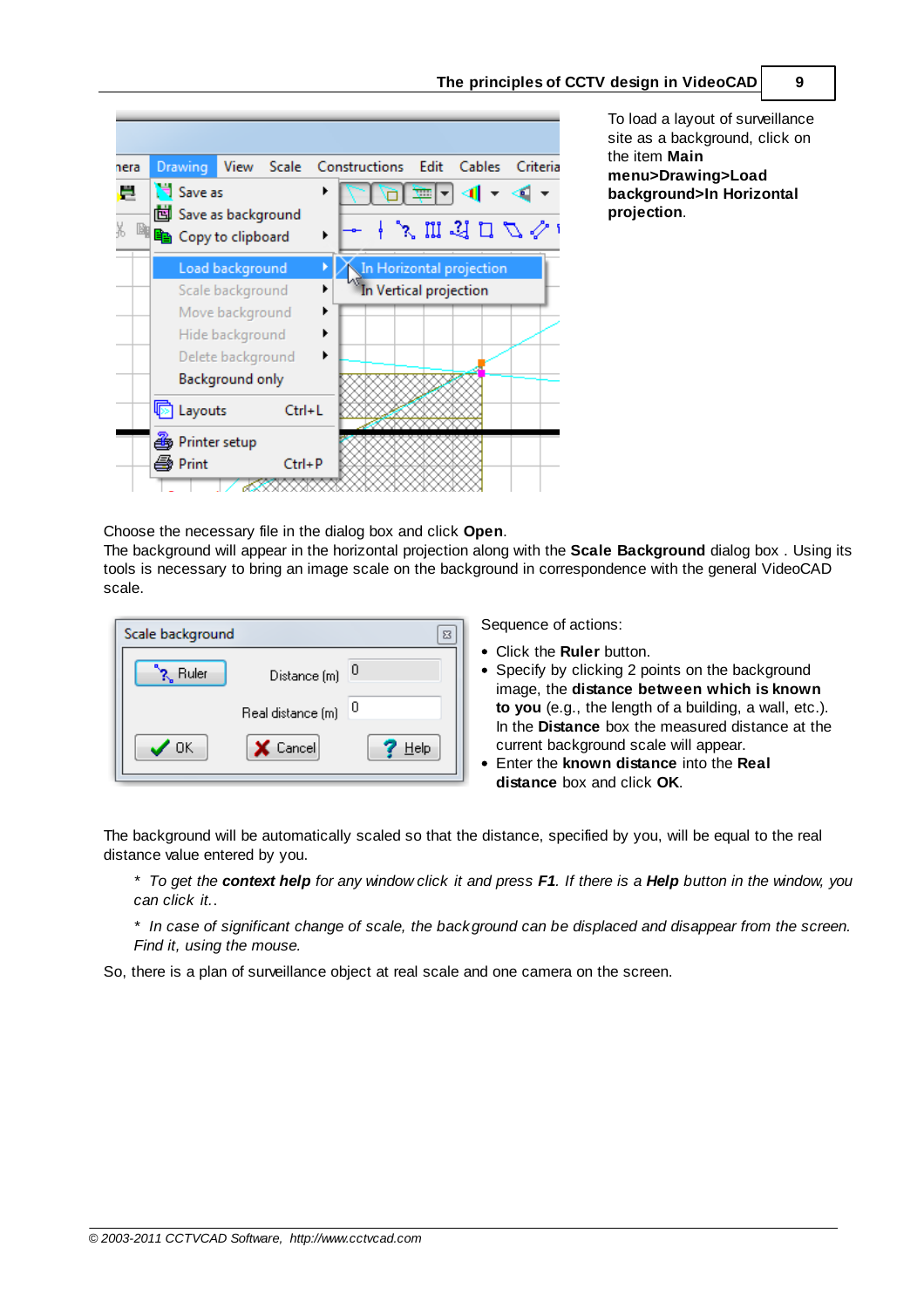To load a layout of surveillance site as a background, click on the item **Main menu>Drawing>Load background>In Horizontal projection**.

Choose the necessary file in the dialog box and click **Open**.

The background will appear in the horizontal projection along with the **Scale Background** dialog box . Using its tools is necessary to bring an image scale on the background in correspondence with the general VideoCAD scale.

Sequence of actions:

- Click the **Ruler** button.
- Specify by clicking 2 points on the background image, the **distance between which is known to you** (e.g., the length of a building, a wall, etc.). In the **Distance** box the measured distance at the current background scale will appear.
- Enter the **known distance** into the **Real distance** box and click **OK**.

The background will be automatically scaled so that the distance, specified by you, will be equal to the real distance value entered by you.

*\* To get the **context help** for any window click it and press **F1**. If there is a **Help** button in the window, you can click it..*

*\* In case of significant change of scale, the background can be displaced and disappear from the screen. Find it, using the mouse.*

So, there is a plan of surveillance object at real scale and one camera on the screen.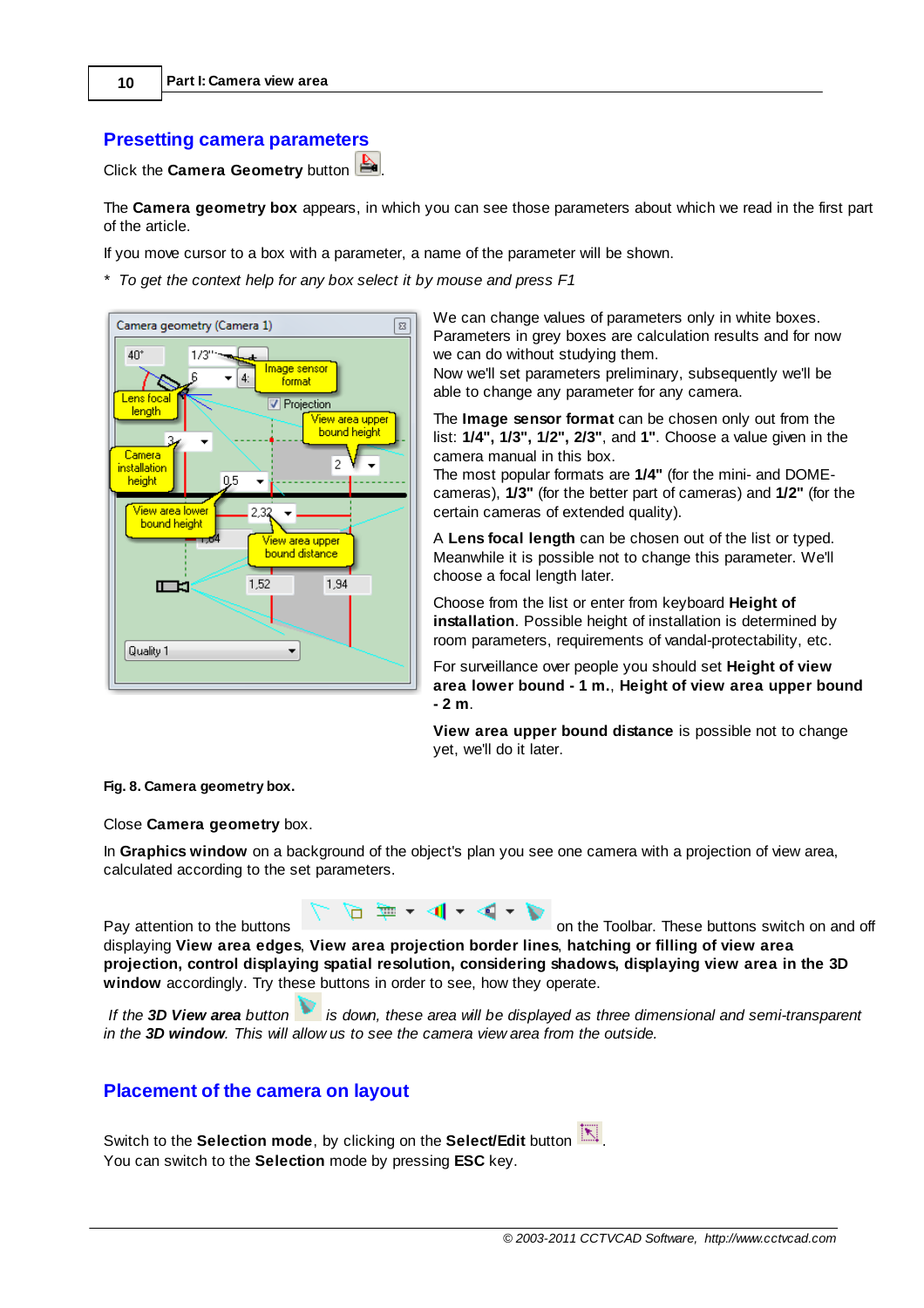## Presetting camera parameters

Click the **Camera Geometry** button .

The **Camera geometry box** appears, in which you can see those parameters about which we read in the first part of the article.

If you move cursor to a box with a parameter, a name of the parameter will be shown.

\* *To get the context help for any box select it by mouse and press F1*

We can change values of parameters only in white boxes. Parameters in grey boxes are calculation results and for now we can do without studying them.
Now we'll set parameters preliminary, subsequently we'll be able to change any parameter for any camera.

The **Image sensor format** can be chosen only out from the list: **1/4", 1/3", 1/2", 2/3"**, and **1"**. Choose a value given in the camera manual in this box.
The most popular formats are **1/4"** (for the mini- and DOME-cameras), **1/3"** (for the better part of cameras) and **1/2"** (for the certain cameras of extended quality).

A **Lens focal length** can be chosen out of the list or typed. Meanwhile it is possible not to change this parameter. We'll choose a focal length later.

Choose from the list or enter from keyboard **Height of installation**. Possible height of installation is determined by room parameters, requirements of vandal-protectability, etc.

For surveillance over people you should set **Height of view area lower bound - 1 m.**, **Height of view area upper bound - 2 m**.

**View area upper bound distance** is possible not to change yet, we'll do it later.

**Fig. 8. Camera geometry box.**

Close **Camera geometry** box.

In **Graphics window** on a background of the object's plan you see one camera with a projection of view area, calculated according to the set parameters.

Pay attention to the buttons on the Toolbar. These buttons switch on and off displaying **View area edges**, **View area projection border lines**, **hatching or filling of view area projection, control displaying spatial resolution, considering shadows, displaying view area in the 3D window** accordingly. Try these buttons in order to see, how they operate.

*If the **3D View area** button is down, these area will be displayed as three dimensional and semi-transparent in the **3D window**. This will allow us to see the camera view area from the outside.*

## Placement of the camera on layout

Switch to the **Selection mode**, by clicking on the **Select/Edit** button .
You can switch to the **Selection** mode by pressing **ESC** key.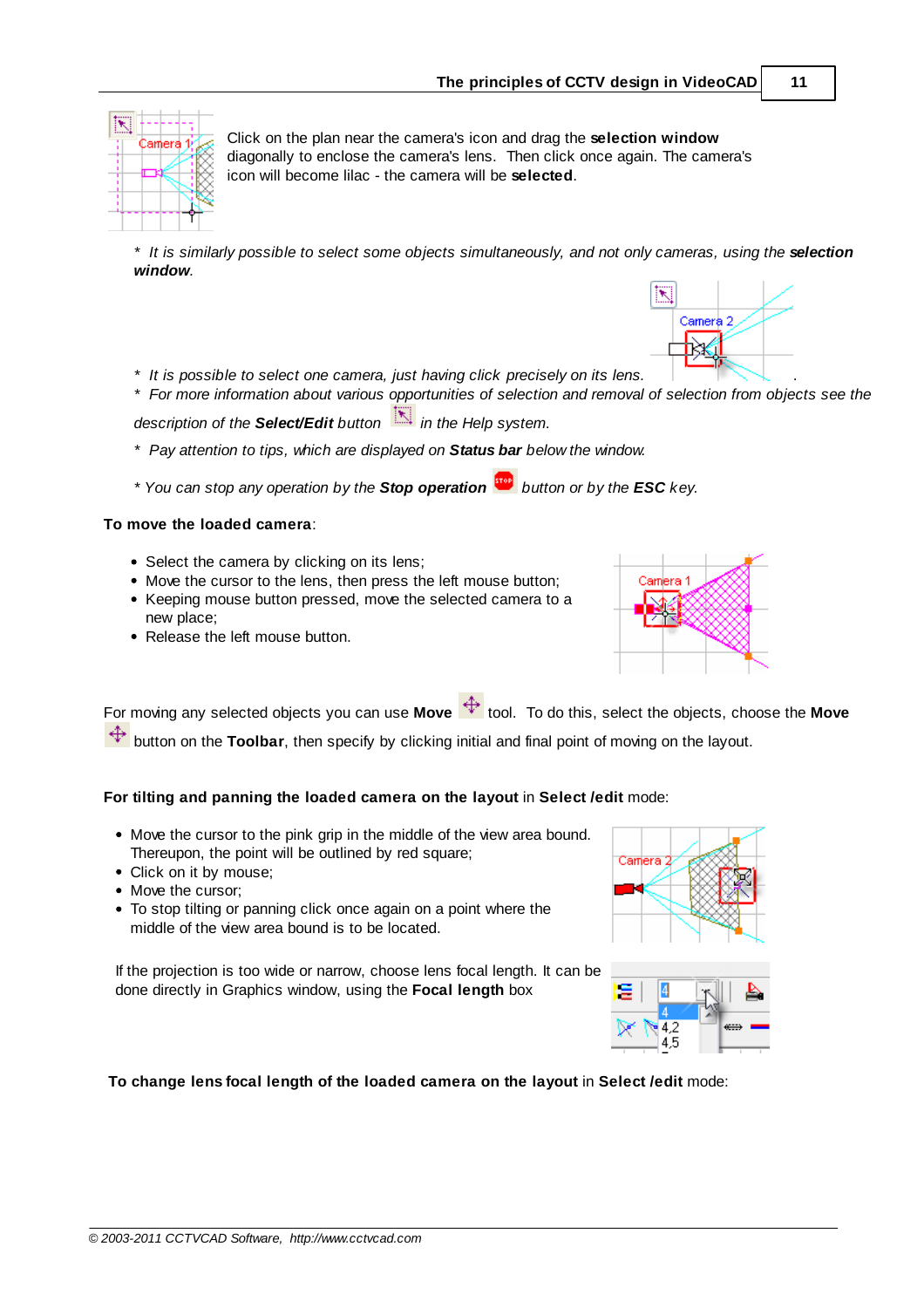Click on the plan near the camera's icon and drag the **selection window** diagonally to enclose the camera's lens. Then click once again. The camera's icon will become lilac - the camera will be **selected**.

\* *It is similarly possible to select some objects simultaneously, and not only cameras, using the **selection window**.*

\* *It is possible to select one camera, just having click precisely on its lens.*

\* *For more information about various opportunities of selection and removal of selection from objects see the description of the **Select/Edit** button in the Help system.*

\* *Pay attention to tips, which are displayed on **Status bar** below the window.*

\* *You can stop any operation by the **Stop operation** button or by the **ESC** key.*

**To move the loaded camera**:

- Select the camera by clicking on its lens;
- Move the cursor to the lens, then press the left mouse button;
- Keeping mouse button pressed, move the selected camera to a new place;
- Release the left mouse button.

For moving any selected objects you can use **Move** tool. To do this, select the objects, choose the **Move** button on the **Toolbar**, then specify by clicking initial and final point of moving on the layout.

**For tilting and panning the loaded camera on the layout** in **Select /edit** mode:

- Move the cursor to the pink grip in the middle of the view area bound. Thereupon, the point will be outlined by red square;
- Click on it by mouse;
- Move the cursor;
- To stop tilting or panning click once again on a point where the middle of the view area bound is to be located.

If the projection is too wide or narrow, choose lens focal length. It can be done directly in Graphics window, using the **Focal length** box

**To change lens focal length of the loaded camera on the layout** in **Select /edit** mode: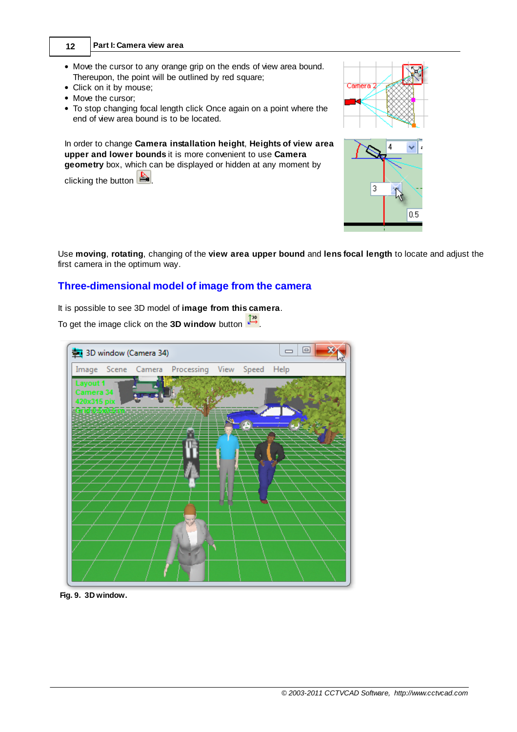- Move the cursor to any orange grip on the ends of view area bound. Thereupon, the point will be outlined by red square;
- Click on it by mouse;
- Move the cursor;
- To stop changing focal length click Once again on a point where the end of view area bound is to be located.

In order to change **Camera installation height**, **Heights of view area upper and lower bounds** it is more convenient to use **Camera geometry** box, which can be displayed or hidden at any moment by clicking the button .

Use **moving**, **rotating**, changing of the **view area upper bound** and **lens focal length** to locate and adjust the first camera in the optimum way.

## Three-dimensional model of image from the camera

It is possible to see 3D model of **image from this camera**.

To get the image click on the **3D window** button .

Fig. 9. 3D window.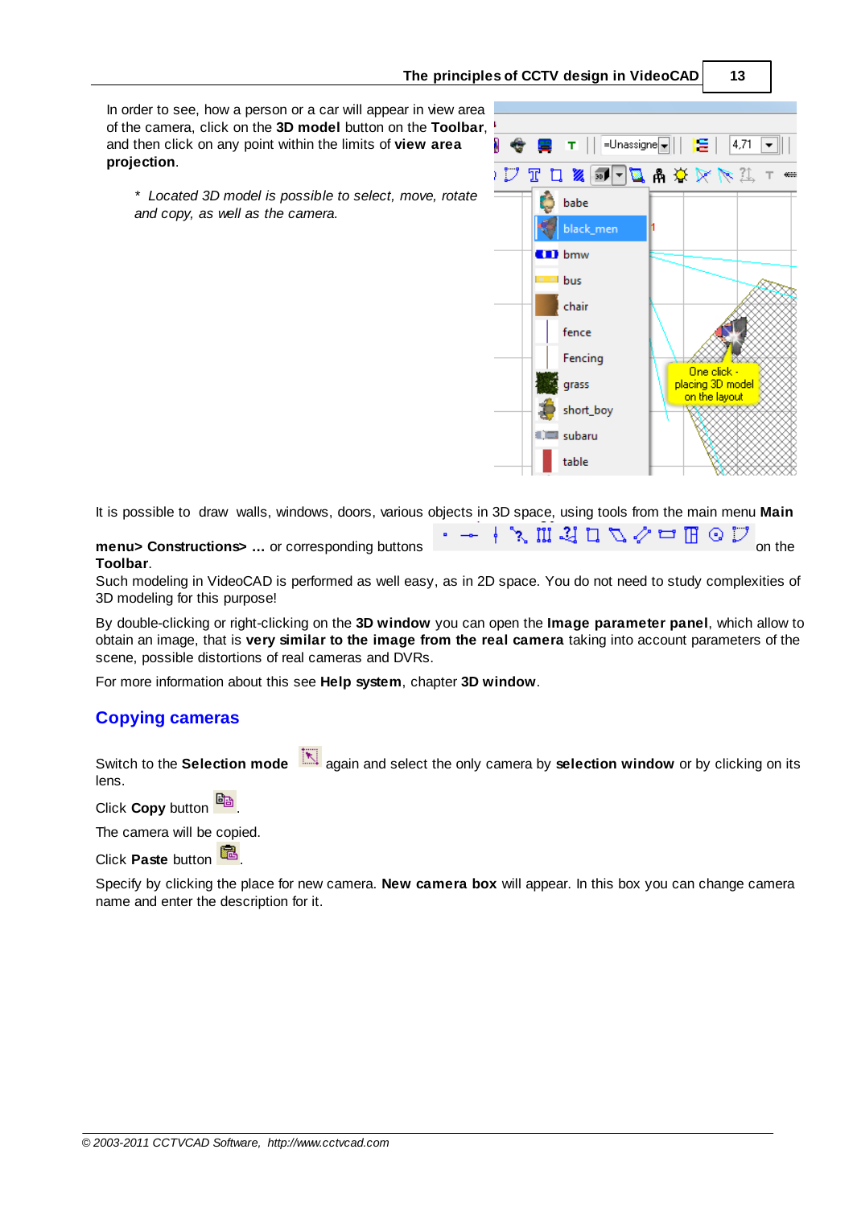In order to see, how a person or a car will appear in view area of the camera, click on the **3D model** button on the **Toolbar**, and then click on any point within the limits of **view area projection**.

> * *Located 3D model is possible to select, move, rotate and copy, as well as the camera.*

It is possible to draw walls, windows, doors, various objects in 3D space, using tools from the main menu **Main menu> Constructions> ...** or corresponding buttons on the **Toolbar**.

Such modeling in VideoCAD is performed as well easy, as in 2D space. You do not need to study complexities of 3D modeling for this purpose!

By double-clicking or right-clicking on the **3D window** you can open the **Image parameter panel**, which allow to obtain an image, that is **very similar to the image from the real camera** taking into account parameters of the scene, possible distortions of real cameras and DVRs.

For more information about this see **Help system**, chapter **3D window**.

## Copying cameras

Switch to the **Selection mode** again and select the only camera by **selection window** or by clicking on its lens.

Click **Copy** button .

The camera will be copied.

Click **Paste** button .

Specify by clicking the place for new camera. **New camera box** will appear. In this box you can change camera name and enter the description for it.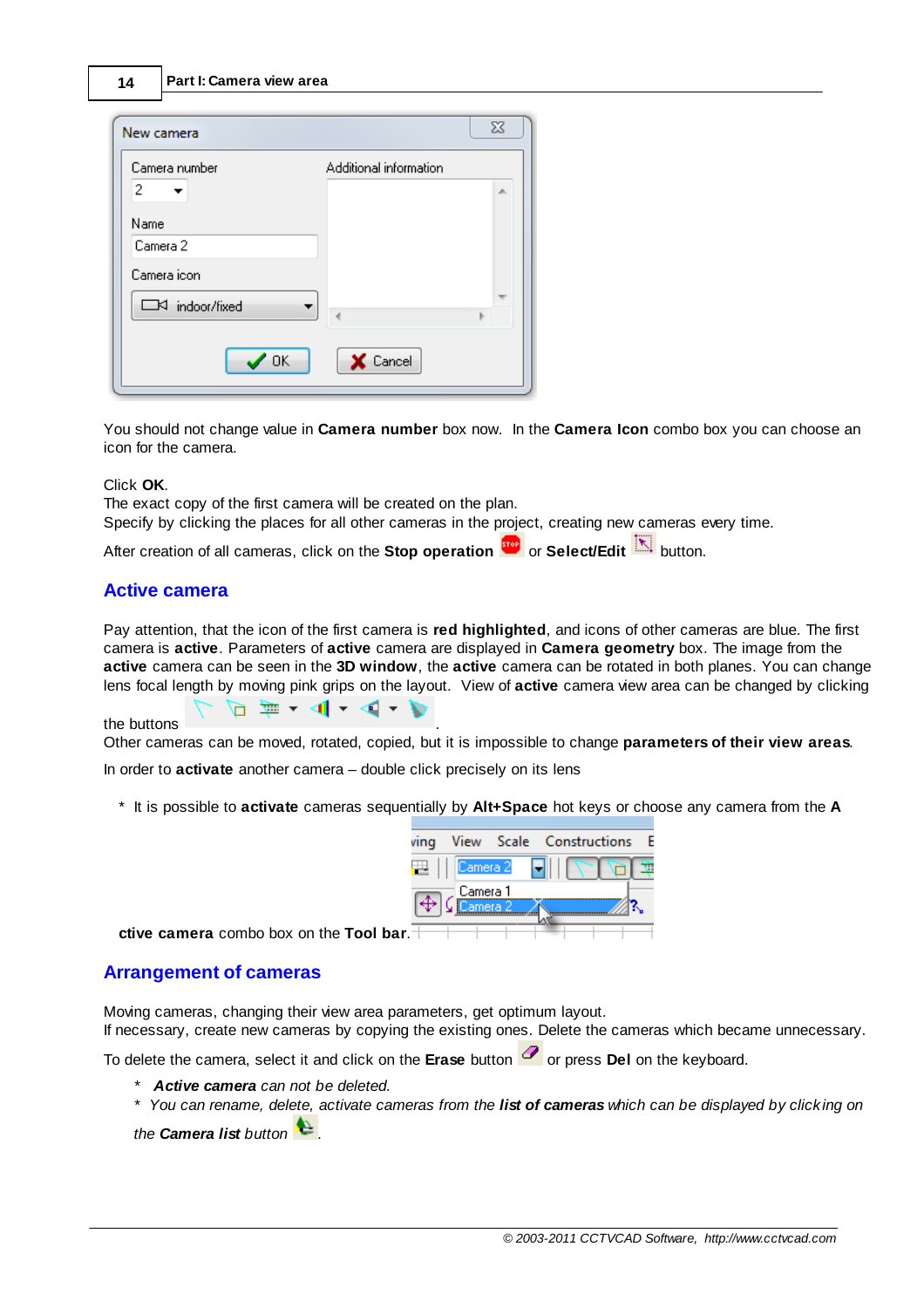You should not change value in **Camera number** box now. In the **Camera Icon** combo box you can choose an icon for the camera.

Click **OK**.
The exact copy of the first camera will be created on the plan.
Specify by clicking the places for all other cameras in the project, creating new cameras every time.

After creation of all cameras, click on the **Stop operation** or **Select/Edit** button.

## Active camera

Pay attention, that the icon of the first camera is **red highlighted**, and icons of other cameras are blue. The first camera is **active**. Parameters of **active** camera are displayed in **Camera geometry** box. The image from the **active** camera can be seen in the **3D window**, the **active** camera can be rotated in both planes. You can change lens focal length by moving pink grips on the layout. View of **active** camera view area can be changed by clicking the buttons .
Other cameras can be moved, rotated, copied, but it is impossible to change **parameters of their view areas**.

In order to **activate** another camera – double click precisely on its lens

\* It is possible to **activate** cameras sequentially by **Alt+Space** hot keys or choose any camera from the **Active camera** combo box on the **Tool bar**.

## Arrangement of cameras

Moving cameras, changing their view area parameters, get optimum layout.
If necessary, create new cameras by copying the existing ones. Delete the cameras which became unnecessary.

To delete the camera, select it and click on the **Erase** button or press **Del** on the keyboard.

- *\* **Active camera** can not be deleted.*
- *\* You can rename, delete, activate cameras from the **list of cameras** which can be displayed by clicking on the **Camera list** button .*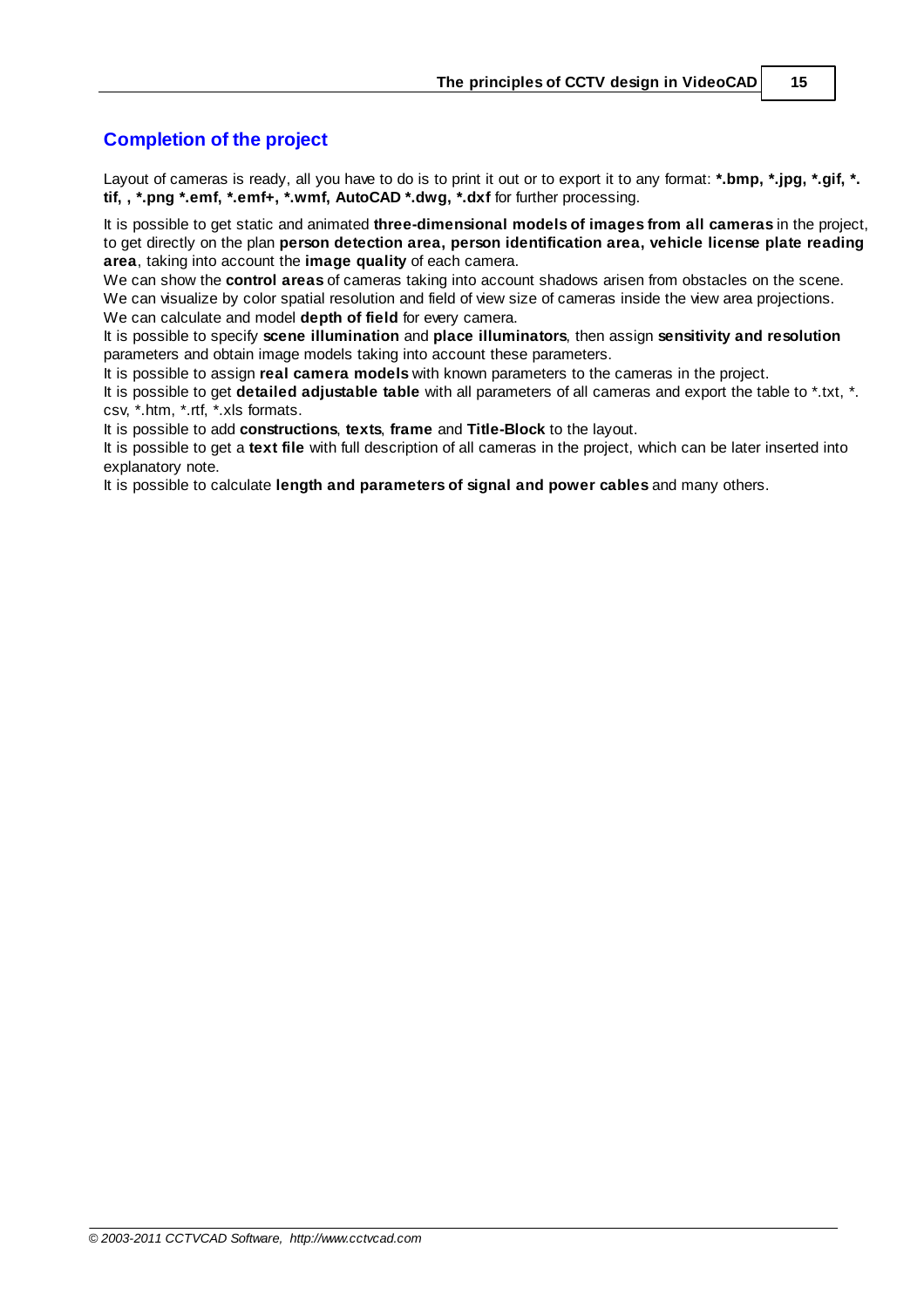## Completion of the project

Layout of cameras is ready, all you have to do is to print it out or to export it to any format: **\*.bmp, \*.jpg, \*.gif, \*.tif, , \*.png \*.emf, \*.emf+, \*.wmf, AutoCAD \*.dwg, \*.dxf** for further processing.

It is possible to get static and animated **three-dimensional models of images from all cameras** in the project, to get directly on the plan **person detection area, person identification area, vehicle license plate reading area**, taking into account the **image quality** of each camera.
We can show the **control areas** of cameras taking into account shadows arisen from obstacles on the scene.
We can visualize by color spatial resolution and field of view size of cameras inside the view area projections.
We can calculate and model **depth of field** for every camera.
It is possible to specify **scene illumination** and **place illuminators**, then assign **sensitivity and resolution** parameters and obtain image models taking into account these parameters.
It is possible to assign **real camera models** with known parameters to the cameras in the project.
It is possible to get **detailed adjustable table** with all parameters of all cameras and export the table to \*.txt, \*.csv, \*.htm, \*.rtf, \*.xls formats.
It is possible to add **constructions**, **texts**, **frame** and **Title-Block** to the layout.
It is possible to get a **text file** with full description of all cameras in the project, which can be later inserted into explanatory note.
It is possible to calculate **length and parameters of signal and power cables** and many others.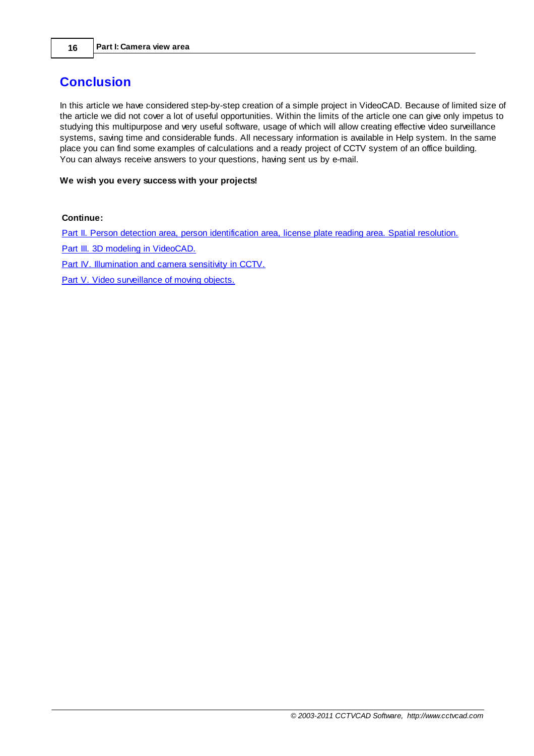# Conclusion

In this article we have considered step-by-step creation of a simple project in VideoCAD. Because of limited size of the article we did not cover a lot of useful opportunities. Within the limits of the article one can give only impetus to studying this multipurpose and very useful software, usage of which will allow creating effective video surveillance systems, saving time and considerable funds. All necessary information is available in Help system. In the same place you can find some examples of calculations and a ready project of CCTV system of an office building.
You can always receive answers to your questions, having sent us by e-mail.

**We wish you every success with your projects!**

**Continue:**

Part II. Person detection area, person identification area, license plate reading area. Spatial resolution.

Part III. 3D modeling in VideoCAD.

Part IV. Illumination and camera sensitivity in CCTV.

Part V. Video surveillance of moving objects.